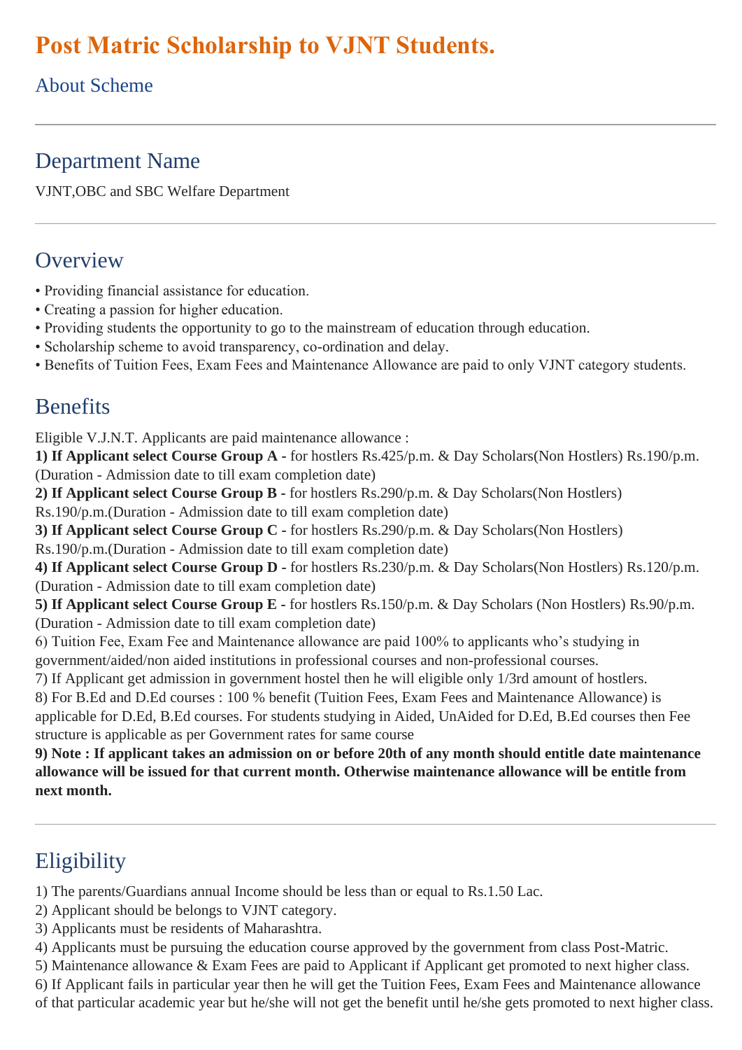# Post Matric Scholarship to VJNT Students.

## About Scheme

---

## Department Name

VJNT,OBC and SBC Welfare Department

---

## Overview

- Providing financial assistance for education.
- Creating a passion for higher education.
- Providing students the opportunity to go to the mainstream of education through education.
- Scholarship scheme to avoid transparency, co-ordination and delay.
- Benefits of Tuition Fees, Exam Fees and Maintenance Allowance are paid to only VJNT category students.

## Benefits

Eligible V.J.N.T. Applicants are paid maintenance allowance :

**1) If Applicant select Course Group A -** for hostlers Rs.425/p.m. & Day Scholars(Non Hostlers) Rs.190/p.m. (Duration - Admission date to till exam completion date)

**2) If Applicant select Course Group B -** for hostlers Rs.290/p.m. & Day Scholars(Non Hostlers) Rs.190/p.m.(Duration - Admission date to till exam completion date)

**3) If Applicant select Course Group C -** for hostlers Rs.290/p.m. & Day Scholars(Non Hostlers) Rs.190/p.m.(Duration - Admission date to till exam completion date)

**4) If Applicant select Course Group D -** for hostlers Rs.230/p.m. & Day Scholars(Non Hostlers) Rs.120/p.m. (Duration - Admission date to till exam completion date)

**5) If Applicant select Course Group E -** for hostlers Rs.150/p.m. & Day Scholars (Non Hostlers) Rs.90/p.m. (Duration - Admission date to till exam completion date)

6) Tuition Fee, Exam Fee and Maintenance allowance are paid 100% to applicants who's studying in government/aided/non aided institutions in professional courses and non-professional courses.

7) If Applicant get admission in government hostel then he will eligible only 1/3rd amount of hostlers.

8) For B.Ed and D.Ed courses : 100 % benefit (Tuition Fees, Exam Fees and Maintenance Allowance) is applicable for D.Ed, B.Ed courses. For students studying in Aided, UnAided for D.Ed, B.Ed courses then Fee structure is applicable as per Government rates for same course

**9) Note : If applicant takes an admission on or before 20th of any month should entitle date maintenance allowance will be issued for that current month. Otherwise maintenance allowance will be entitle from next month.**

---

## Eligibility

1) The parents/Guardians annual Income should be less than or equal to Rs.1.50 Lac.

2) Applicant should be belongs to VJNT category.

3) Applicants must be residents of Maharashtra.

4) Applicants must be pursuing the education course approved by the government from class Post-Matric.

5) Maintenance allowance & Exam Fees are paid to Applicant if Applicant get promoted to next higher class.

6) If Applicant fails in particular year then he will get the Tuition Fees, Exam Fees and Maintenance allowance of that particular academic year but he/she will not get the benefit until he/she gets promoted to next higher class.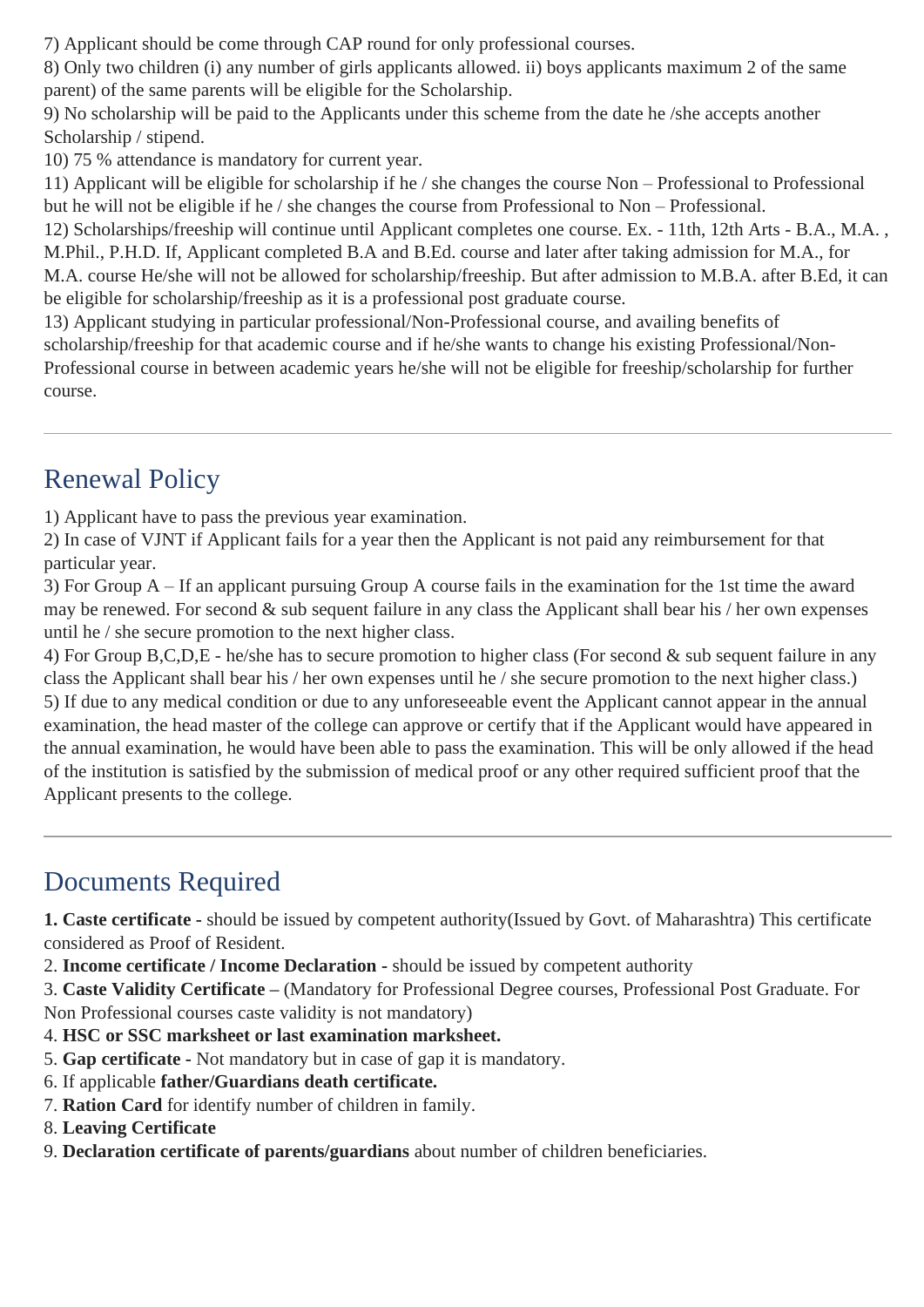7) Applicant should be come through CAP round for only professional courses.
8) Only two children (i) any number of girls applicants allowed. ii) boys applicants maximum 2 of the same parent) of the same parents will be eligible for the Scholarship.
9) No scholarship will be paid to the Applicants under this scheme from the date he /she accepts another Scholarship / stipend.
10) 75 % attendance is mandatory for current year.
11) Applicant will be eligible for scholarship if he / she changes the course Non – Professional to Professional but he will not be eligible if he / she changes the course from Professional to Non – Professional.
12) Scholarships/freeship will continue until Applicant completes one course. Ex. - 11th, 12th Arts - B.A., M.A. , M.Phil., P.H.D. If, Applicant completed B.A and B.Ed. course and later after taking admission for M.A., for M.A. course He/she will not be allowed for scholarship/freeship. But after admission to M.B.A. after B.Ed, it can be eligible for scholarship/freeship as it is a professional post graduate course.
13) Applicant studying in particular professional/Non-Professional course, and availing benefits of scholarship/freeship for that academic course and if he/she wants to change his existing Professional/Non-Professional course in between academic years he/she will not be eligible for freeship/scholarship for further course.

---

## Renewal Policy

1) Applicant have to pass the previous year examination.
2) In case of VJNT if Applicant fails for a year then the Applicant is not paid any reimbursement for that particular year.
3) For Group A – If an applicant pursuing Group A course fails in the examination for the 1st time the award may be renewed. For second & sub sequent failure in any class the Applicant shall bear his / her own expenses until he / she secure promotion to the next higher class.
4) For Group B,C,D,E - he/she has to secure promotion to higher class (For second & sub sequent failure in any class the Applicant shall bear his / her own expenses until he / she secure promotion to the next higher class.)
5) If due to any medical condition or due to any unforeseeable event the Applicant cannot appear in the annual examination, the head master of the college can approve or certify that if the Applicant would have appeared in the annual examination, he would have been able to pass the examination. This will be only allowed if the head of the institution is satisfied by the submission of medical proof or any other required sufficient proof that the Applicant presents to the college.

---

## Documents Required

**1. Caste certificate -** should be issued by competent authority(Issued by Govt. of Maharashtra) This certificate considered as Proof of Resident.
2. **Income certificate / Income Declaration -** should be issued by competent authority
3. **Caste Validity Certificate –** (Mandatory for Professional Degree courses, Professional Post Graduate. For Non Professional courses caste validity is not mandatory)
4. **HSC or SSC marksheet or last examination marksheet.**
5. **Gap certificate -** Not mandatory but in case of gap it is mandatory.
6. If applicable **father/Guardians death certificate.**
7. **Ration Card** for identify number of children in family.
8. **Leaving Certificate**
9. **Declaration certificate of parents/guardians** about number of children beneficiaries.